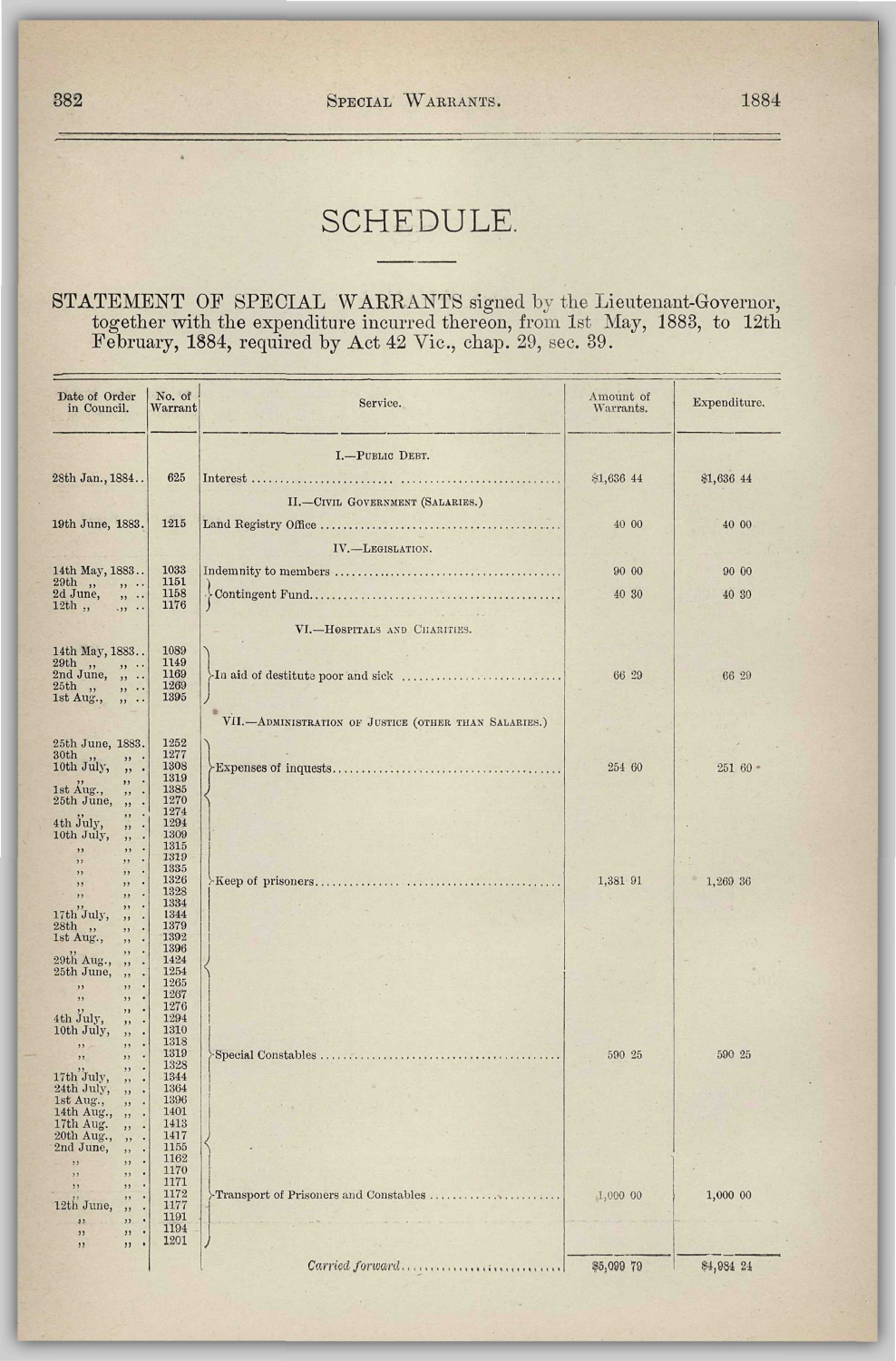# SCHEDULE.

STATEMENT OF SPECIAL WARRANTS signed by the Lieutenant-Governor, together with the expenditure incurred thereon, from 1st May, 1883, to 12th February, 1884, required by Act 42 Vic., chap. 29, sec. 39.

| Date of Order in Council. | No. of Warrant | Service. | Amount of Warrants. | Expenditure. |
|---|---|---|---|---|
| | | I.—PUBLIC DEBT. | | |
| 28th Jan., 1884.. | 625 | Interest | $1,636 44 | $1,636 44 |
| | | II.—CIVIL GOVERNMENT (SALARIES.) | | |
| 19th June, 1883. | 1215 | Land Registry Office | 40 00 | 40 00 |
| | | IV.—LEGISLATION. | | |
| 14th May, 1883.. | 1033 | Indemnity to members | 90 00 | 90 00 |
| 29th ,, ,, .. | 1151 | Contingent Fund | 40 30 | 40 30 |
| 2d June, ,, .. | 1158 | | | |
| 12th ,, ,, .. | 1176 | | | |
| | | VI.—HOSPITALS AND CHARITIES. | | |
| 14th May, 1883.. | 1089 | In aid of destitute poor and sick | 66 29 | 66 29 |
| 29th ,, ,, .. | 1149 | | | |
| 2nd June, ,, .. | 1169 | | | |
| 25th ,, ,, .. | 1269 | | | |
| 1st Aug., ,, .. | 1395 | | | |
| | | VII.—ADMINISTRATION OF JUSTICE (OTHER THAN SALARIES.) | | |
| 25th June, 1883. | 1252 | Expenses of inquests | 254 60 | 251 60 |
| 30th ,, ,, . | 1277 | | | |
| 10th July, ,, . | 1308 | | | |
| ,, ,, . | 1319 | | | |
| 1st Aug., ,, . | 1385 | | | |
| 25th June, ,, . | 1270 | Keep of prisoners | 1,381 91 | 1,269 36 |
| ,, ,, . | 1274 | | | |
| 4th July, ,, . | 1294 | | | |
| 10th July, ,, . | 1309 | | | |
| ,, ,, . | 1315 | | | |
| ,, ,, . | 1319 | | | |
| ,, ,, . | 1335 | | | |
| ,, ,, . | 1326 | | | |
| ,, ,, . | 1328 | | | |
| ,, ,, . | 1334 | | | |
| 17th July, ,, . | 1344 | | | |
| 28th ,, ,, . | 1379 | | | |
| 1st Aug., ,, . | 1392 | | | |
| ,, ,, . | 1396 | | | |
| 29th Aug., ,, . | 1424 | | | |
| 25th June, ,, . | 1254 | Special Constables | 590 25 | 590 25 |
| ,, ,, . | 1265 | | | |
| ,, ,, . | 1267 | | | |
| ,, ,, . | 1276 | | | |
| 4th July, ,, . | 1294 | | | |
| 10th July, ,, . | 1310 | | | |
| ,, ,, . | 1318 | | | |
| ,, ,, . | 1319 | | | |
| ,, ,, . | 1328 | | | |
| 17th July, ,, . | 1344 | | | |
| 24th July, ,, . | 1364 | | | |
| 1st Aug., ,, . | 1396 | | | |
| 14th Aug., ,, . | 1401 | | | |
| 17th Aug. ,, . | 1413 | | | |
| 20th Aug., ,, . | 1417 | | | |
| 2nd June, ,, . | 1155 | Transport of Prisoners and Constables | 1,000 00 | 1,000 00 |
| ,, ,, . | 1162 | | | |
| ,, ,, . | 1170 | | | |
| ,, ,, . | 1171 | | | |
| ,, ,, . | 1172 | | | |
| 12th June, ,, . | 1177 | | | |
| ,, ,, . | 1191 | | | |
| ,, ,, . | 1194 | | | |
| ,, ,, . | 1201 | | | |
| | | *Carried forward* | $5,099 79 | $4,984 24 |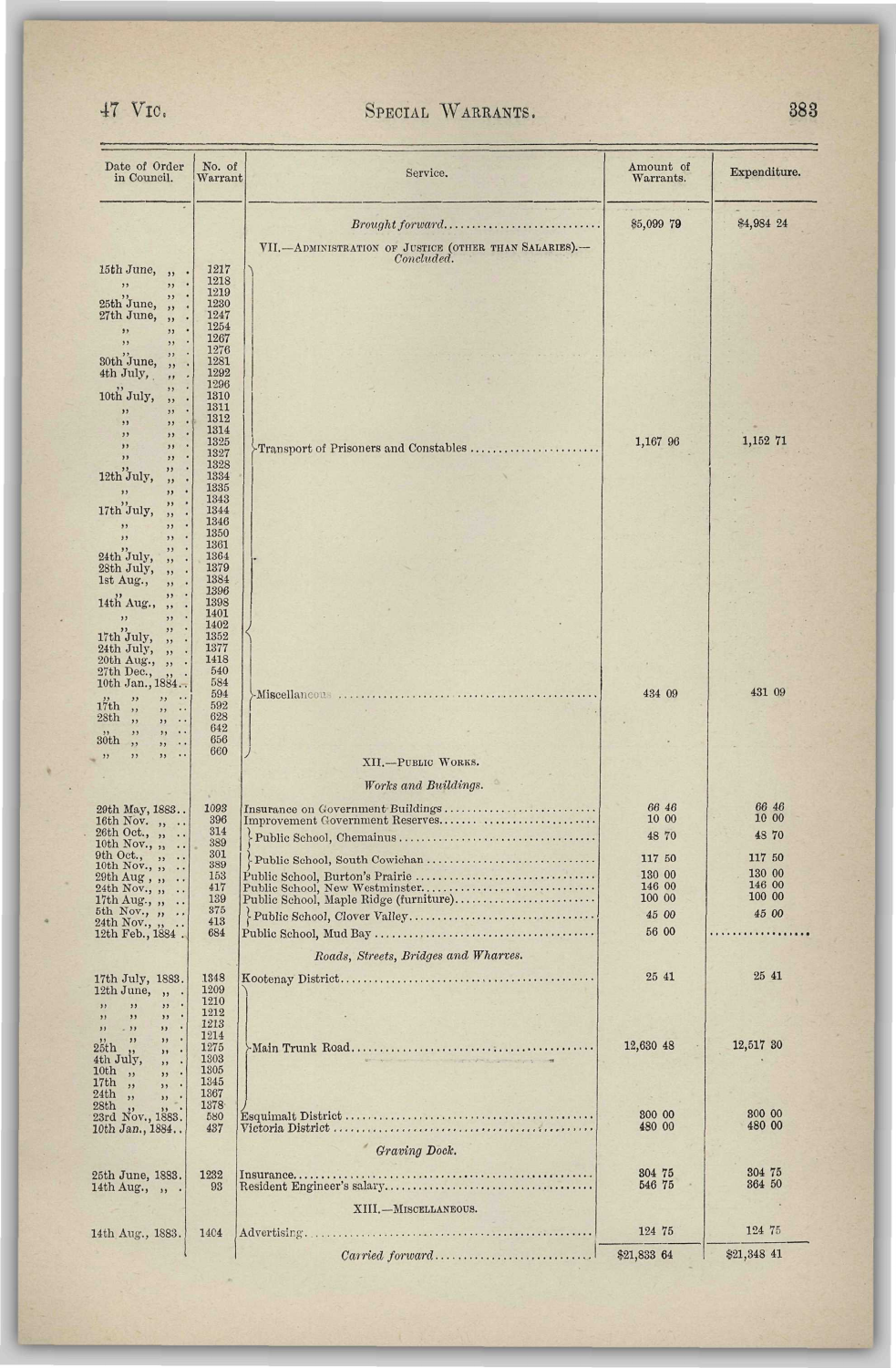| Date of Order in Council. | No. of Warrant | Service. | Amount of Warrants. | Expenditure. |
|---|---|---|---|---|
| | | *Brought forward* | $5,099 79 | $4,984 24 |
| | | VII.—ADMINISTRATION OF JUSTICE (OTHER THAN SALARIES).—*Concluded.* | | |
| 15th June, ,, | 1217 | | | |
| ,, ,, | 1218 | | | |
| ,, ,, | 1219 | | | |
| 25th June, ,, | 1230 | | | |
| 27th June, ,, | 1247 | | | |
| ,, ,, | 1254 | | | |
| ,, ,, | 1267 | | | |
| ,, ,, | 1276 | | | |
| 30th June, ,, | 1281 | | | |
| 4th July, ,, | 1292 | | | |
| ,, ,, | 1296 | | | |
| 10th July, ,, | 1310 | | | |
| ,, ,, | 1311 | | | |
| ,, ,, | 1312 | | | |
| ,, ,, | 1314 | | | |
| ,, ,, | 1325 | Transport of Prisoners and Constables | 1,167 96 | 1,152 71 |
| ,, ,, | 1327 | | | |
| ,, ,, | 1328 | | | |
| 12th July, ,, | 1334 | | | |
| ,, ,, | 1335 | | | |
| ,, ,, | 1343 | | | |
| 17th July, ,, | 1344 | | | |
| ,, ,, | 1346 | | | |
| ,, ,, | 1350 | | | |
| ,, ,, | 1361 | | | |
| 24th July, ,, | 1364 | | | |
| 28th July, ,, | 1379 | | | |
| 1st Aug., ,, | 1384 | | | |
| ,, ,, | 1396 | | | |
| 14th Aug., ,, | 1398 | | | |
| ,, ,, | 1401 | | | |
| ,, ,, | 1402 | | | |
| 17th July, ,, | 1352 | | | |
| 24th July, ,, | 1377 | | | |
| 20th Aug., ,, | 1418 | | | |
| 27th Dec., ,, | 540 | | | |
| 10th Jan., 1884 | 584 | | | |
| ,, ,, ,, | 594 | Miscellaneous | 434 09 | 431 09 |
| 17th ,, ,, | 592 | | | |
| 28th ,, ,, | 628 | | | |
| ,, ,, ,, | 642 | | | |
| 30th ,, ,, | 656 | | | |
| ,, ,, ,, | 660 | | | |
| | | XII.—PUBLIC WORKS. | | |
| | | *Works and Buildings.* | | |
| 29th May, 1883 | 1093 | Insurance on Government Buildings | 66 46 | 66 46 |
| 16th Nov. ,, | 396 | Improvement Government Reserves | 10 00 | 10 00 |
| 26th Oct., ,, | 314 | Public School, Chemainus | 48 70 | 48 70 |
| 10th Nov., ,, | 389 | | | |
| 9th Oct., ,, | 301 | Public School, South Cowichan | 117 50 | 117 50 |
| 10th Nov., ,, | 389 | | | |
| 29th Aug., ,, | 153 | Public School, Burton's Prairie | 130 00 | 130 00 |
| 24th Nov., ,, | 417 | Public School, New Westminster | 146 00 | 146 00 |
| 17th Aug., ,, | 139 | Public School, Maple Ridge (furniture) | 100 00 | 100 00 |
| 5th Nov., ,, | 375 | Public School, Clover Valley | 45 00 | 45 00 |
| 24th Nov., ,, | 413 | | | |
| 12th Feb., 1884 | 684 | Public School, Mud Bay | 56 00 | ................ |
| | | *Roads, Streets, Bridges and Wharves.* | | |
| 17th July, 1883 | 1348 | Kootenay District | 25 41 | 25 41 |
| 12th June, ,, | 1209 | | | |
| ,, ,, ,, | 1210 | | | |
| ,, ,, ,, | 1212 | | | |
| ,, ,, ,, | 1213 | | | |
| ,, ,, ,, | 1214 | | | |
| 25th ,, ,, | 1275 | Main Trunk Road | 12,630 48 | 12,517 30 |
| 4th July, ,, | 1303 | | | |
| 10th ,, ,, | 1305 | | | |
| 17th ,, ,, | 1345 | | | |
| 24th ,, ,, | 1367 | | | |
| 28th ,, ,, | 1378 | | | |
| 23rd Nov., 1883 | 580 | Esquimalt District | 300 00 | 300 00 |
| 10th Jan., 1884 | 437 | Victoria District | 480 00 | 480 00 |
| | | *Graving Dock.* | | |
| 25th June, 1883 | 1232 | Insurance | 304 75 | 304 75 |
| 14th Aug., ,, | 93 | Resident Engineer's salary | 546 75 | 364 50 |
| | | XIII.—MISCELLANEOUS. | | |
| 14th Aug., 1883 | 1404 | Advertising | 124 75 | 124 75 |
| | | *Carried forward* | $21,833 64 | $21,348 41 |